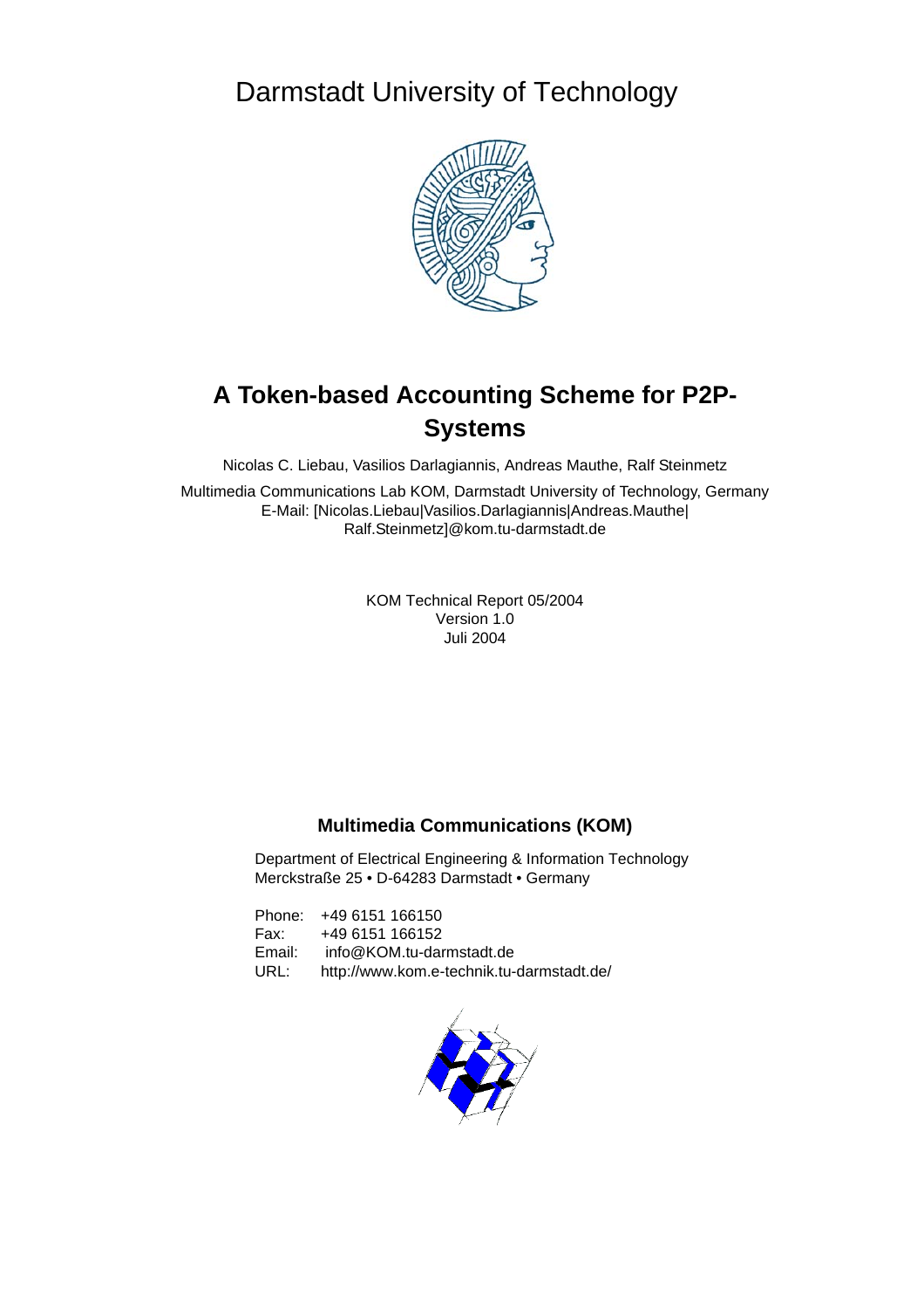Darmstadt University of Technology

# A Token-based Accounting Scheme for P2P-Systems

Nicolas C. Liebau, Vasilios Darlagiannis, Andreas Mauthe, Ralf Steinmetz

Multimedia Communications Lab KOM, Darmstadt University of Technology, Germany
E-Mail: [Nicolas.Liebau|Vasilios.Darlagiannis|Andreas.Mauthe|
Ralf.Steinmetz]@kom.tu-darmstadt.de

KOM Technical Report 05/2004
Version 1.0
Juli 2004

**Multimedia Communications (KOM)**

Department of Electrical Engineering & Information Technology
Merckstraße 25 • D-64283 Darmstadt • Germany

Phone: +49 6151 166150
Fax: +49 6151 166152
Email: info@KOM.tu-darmstadt.de
URL: http://www.kom.e-technik.tu-darmstadt.de/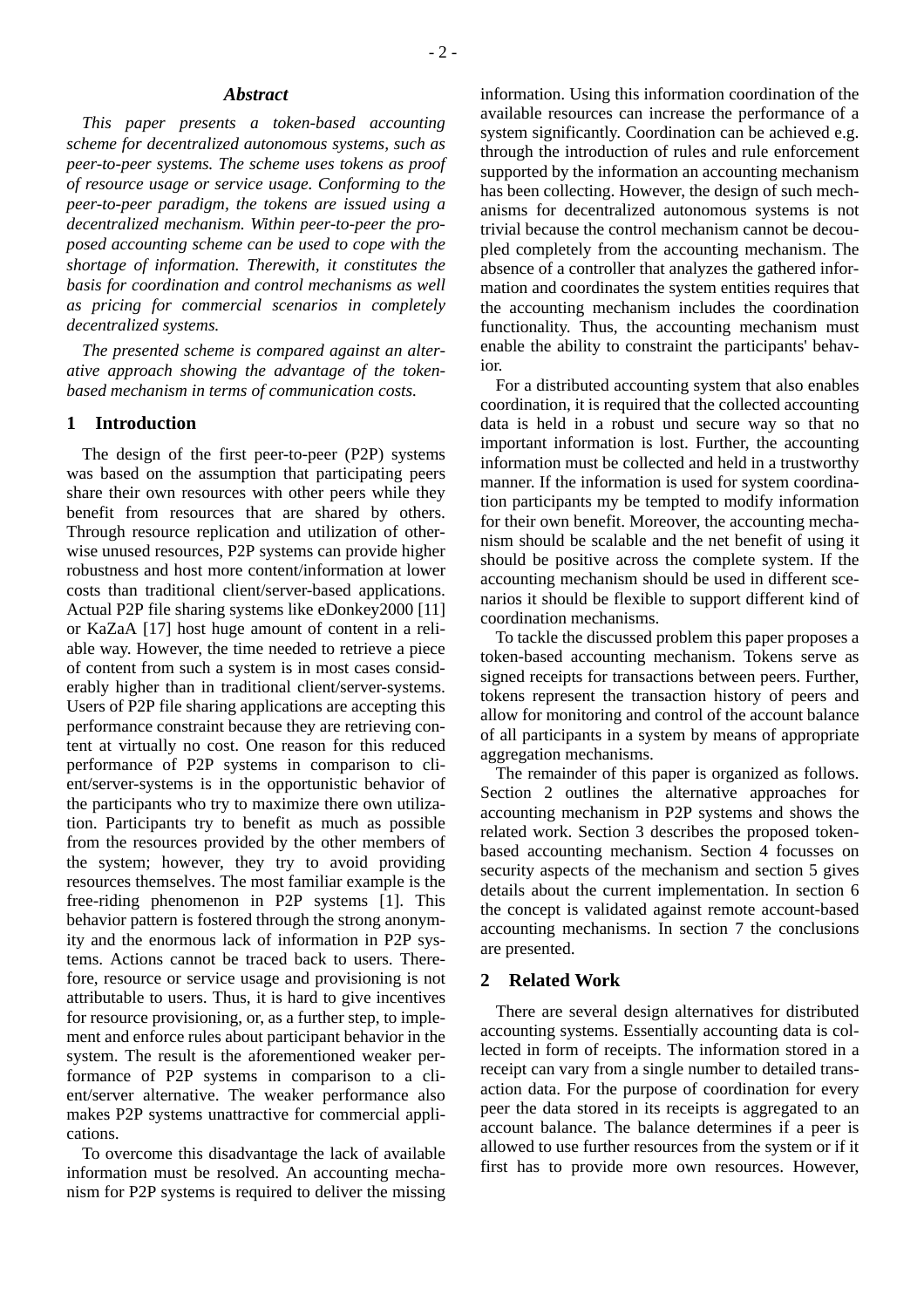### *Abstract*

*This paper presents a token-based accounting scheme for decentralized autonomous systems, such as peer-to-peer systems. The scheme uses tokens as proof of resource usage or service usage. Conforming to the peer-to-peer paradigm, the tokens are issued using a decentralized mechanism. Within peer-to-peer the proposed accounting scheme can be used to cope with the shortage of information. Therewith, it constitutes the basis for coordination and control mechanisms as well as pricing for commercial scenarios in completely decentralized systems.*

*The presented scheme is compared against an alternative approach showing the advantage of the token-based mechanism in terms of communication costs.*

## 1 Introduction

The design of the first peer-to-peer (P2P) systems was based on the assumption that participating peers share their own resources with other peers while they benefit from resources that are shared by others. Through resource replication and utilization of otherwise unused resources, P2P systems can provide higher robustness and host more content/information at lower costs than traditional client/server-based applications. Actual P2P file sharing systems like eDonkey2000 [11] or KaZaA [17] host huge amount of content in a reliable way. However, the time needed to retrieve a piece of content from such a system is in most cases considerably higher than in traditional client/server-systems. Users of P2P file sharing applications are accepting this performance constraint because they are retrieving content at virtually no cost. One reason for this reduced performance of P2P systems in comparison to client/server-systems is in the opportunistic behavior of the participants who try to maximize there own utilization. Participants try to benefit as much as possible from the resources provided by the other members of the system; however, they try to avoid providing resources themselves. The most familiar example is the free-riding phenomenon in P2P systems [1]. This behavior pattern is fostered through the strong anonymity and the enormous lack of information in P2P systems. Actions cannot be traced back to users. Therefore, resource or service usage and provisioning is not attributable to users. Thus, it is hard to give incentives for resource provisioning, or, as a further step, to implement and enforce rules about participant behavior in the system. The result is the aforementioned weaker performance of P2P systems in comparison to a client/server alternative. The weaker performance also makes P2P systems unattractive for commercial applications.

To overcome this disadvantage the lack of available information must be resolved. An accounting mechanism for P2P systems is required to deliver the missing information. Using this information coordination of the available resources can increase the performance of a system significantly. Coordination can be achieved e.g. through the introduction of rules and rule enforcement supported by the information an accounting mechanism has been collecting. However, the design of such mechanisms for decentralized autonomous systems is not trivial because the control mechanism cannot be decoupled completely from the accounting mechanism. The absence of a controller that analyzes the gathered information and coordinates the system entities requires that the accounting mechanism includes the coordination functionality. Thus, the accounting mechanism must enable the ability to constraint the participants' behavior.

For a distributed accounting system that also enables coordination, it is required that the collected accounting data is held in a robust und secure way so that no important information is lost. Further, the accounting information must be collected and held in a trustworthy manner. If the information is used for system coordination participants my be tempted to modify information for their own benefit. Moreover, the accounting mechanism should be scalable and the net benefit of using it should be positive across the complete system. If the accounting mechanism should be used in different scenarios it should be flexible to support different kind of coordination mechanisms.

To tackle the discussed problem this paper proposes a token-based accounting mechanism. Tokens serve as signed receipts for transactions between peers. Further, tokens represent the transaction history of peers and allow for monitoring and control of the account balance of all participants in a system by means of appropriate aggregation mechanisms.

The remainder of this paper is organized as follows. Section 2 outlines the alternative approaches for accounting mechanism in P2P systems and shows the related work. Section 3 describes the proposed token-based accounting mechanism. Section 4 focusses on security aspects of the mechanism and section 5 gives details about the current implementation. In section 6 the concept is validated against remote account-based accounting mechanisms. In section 7 the conclusions are presented.

## 2 Related Work

There are several design alternatives for distributed accounting systems. Essentially accounting data is collected in form of receipts. The information stored in a receipt can vary from a single number to detailed transaction data. For the purpose of coordination for every peer the data stored in its receipts is aggregated to an account balance. The balance determines if a peer is allowed to use further resources from the system or if it first has to provide more own resources. However,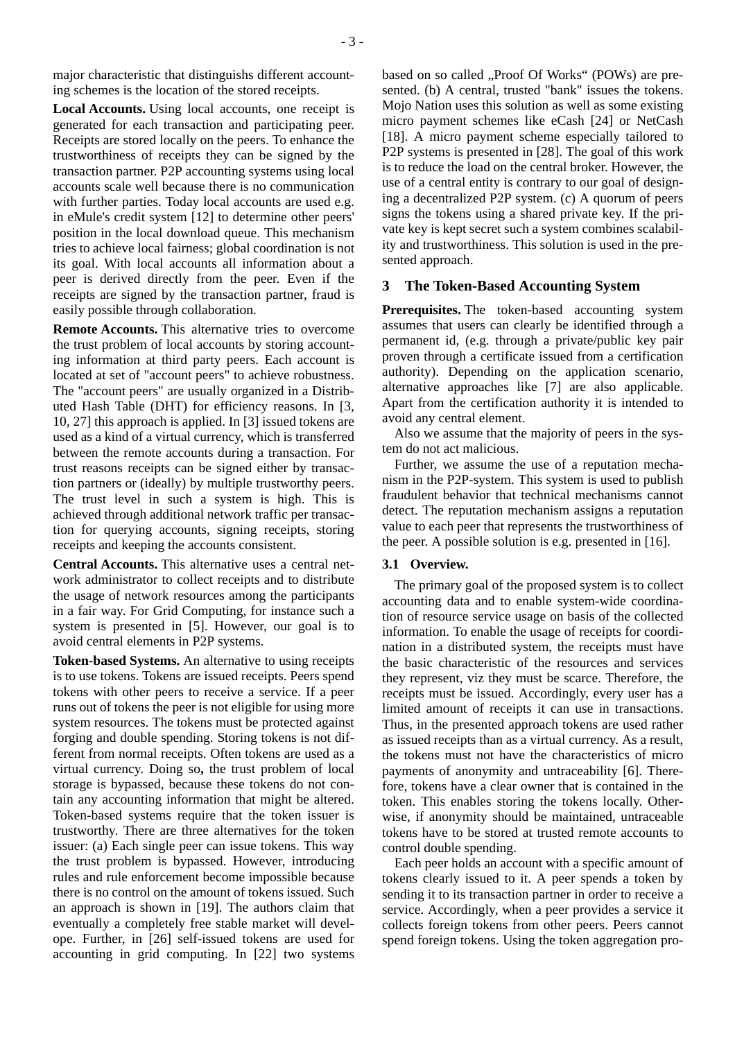major characteristic that distinguishes different accounting schemes is the location of the stored receipts.

**Local Accounts.** Using local accounts, one receipt is generated for each transaction and participating peer. Receipts are stored locally on the peers. To enhance the trustworthiness of receipts they can be signed by the transaction partner. P2P accounting systems using local accounts scale well because there is no communication with further parties. Today local accounts are used e.g. in eMule's credit system [12] to determine other peers' position in the local download queue. This mechanism tries to achieve local fairness; global coordination is not its goal. With local accounts all information about a peer is derived directly from the peer. Even if the receipts are signed by the transaction partner, fraud is easily possible through collaboration.

**Remote Accounts.** This alternative tries to overcome the trust problem of local accounts by storing accounting information at third party peers. Each account is located at set of "account peers" to achieve robustness. The "account peers" are usually organized in a Distributed Hash Table (DHT) for efficiency reasons. In [3, 10, 27] this approach is applied. In [3] issued tokens are used as a kind of a virtual currency, which is transferred between the remote accounts during a transaction. For trust reasons receipts can be signed either by transaction partners or (ideally) by multiple trustworthy peers. The trust level in such a system is high. This is achieved through additional network traffic per transaction for querying accounts, signing receipts, storing receipts and keeping the accounts consistent.

**Central Accounts.** This alternative uses a central network administrator to collect receipts and to distribute the usage of network resources among the participants in a fair way. For Grid Computing, for instance such a system is presented in [5]. However, our goal is to avoid central elements in P2P systems.

**Token-based Systems.** An alternative to using receipts is to use tokens. Tokens are issued receipts. Peers spend tokens with other peers to receive a service. If a peer runs out of tokens the peer is not eligible for using more system resources. The tokens must be protected against forging and double spending. Storing tokens is not different from normal receipts. Often tokens are used as a virtual currency. Doing so**,** the trust problem of local storage is bypassed, because these tokens do not contain any accounting information that might be altered. Token-based systems require that the token issuer is trustworthy. There are three alternatives for the token issuer: (a) Each single peer can issue tokens. This way the trust problem is bypassed. However, introducing rules and rule enforcement become impossible because there is no control on the amount of tokens issued. Such an approach is shown in [19]. The authors claim that eventually a completely free stable market will develope. Further, in [26] self-issued tokens are used for accounting in grid computing. In [22] two systems based on so called „Proof Of Works" (POWs) are presented. (b) A central, trusted "bank" issues the tokens. Mojo Nation uses this solution as well as some existing micro payment schemes like eCash [24] or NetCash [18]. A micro payment scheme especially tailored to P2P systems is presented in [28]. The goal of this work is to reduce the load on the central broker. However, the use of a central entity is contrary to our goal of designing a decentralized P2P system. (c) A quorum of peers signs the tokens using a shared private key. If the private key is kept secret such a system combines scalability and trustworthiness. This solution is used in the presented approach.

## 3 The Token-Based Accounting System

**Prerequisites.** The token-based accounting system assumes that users can clearly be identified through a permanent id, (e.g. through a private/public key pair proven through a certificate issued from a certification authority). Depending on the application scenario, alternative approaches like [7] are also applicable. Apart from the certification authority it is intended to avoid any central element.

Also we assume that the majority of peers in the system do not act malicious.

Further, we assume the use of a reputation mechanism in the P2P-system. This system is used to publish fraudulent behavior that technical mechanisms cannot detect. The reputation mechanism assigns a reputation value to each peer that represents the trustworthiness of the peer. A possible solution is e.g. presented in [16].

### 3.1 Overview.

The primary goal of the proposed system is to collect accounting data and to enable system-wide coordination of resource service usage on basis of the collected information. To enable the usage of receipts for coordination in a distributed system, the receipts must have the basic characteristic of the resources and services they represent, viz they must be scarce. Therefore, the receipts must be issued. Accordingly, every user has a limited amount of receipts it can use in transactions. Thus, in the presented approach tokens are used rather as issued receipts than as a virtual currency. As a result, the tokens must not have the characteristics of micro payments of anonymity and untraceability [6]. Therefore, tokens have a clear owner that is contained in the token. This enables storing the tokens locally. Otherwise, if anonymity should be maintained, untraceable tokens have to be stored at trusted remote accounts to control double spending.

Each peer holds an account with a specific amount of tokens clearly issued to it. A peer spends a token by sending it to its transaction partner in order to receive a service. Accordingly, when a peer provides a service it collects foreign tokens from other peers. Peers cannot spend foreign tokens. Using the token aggregation pro-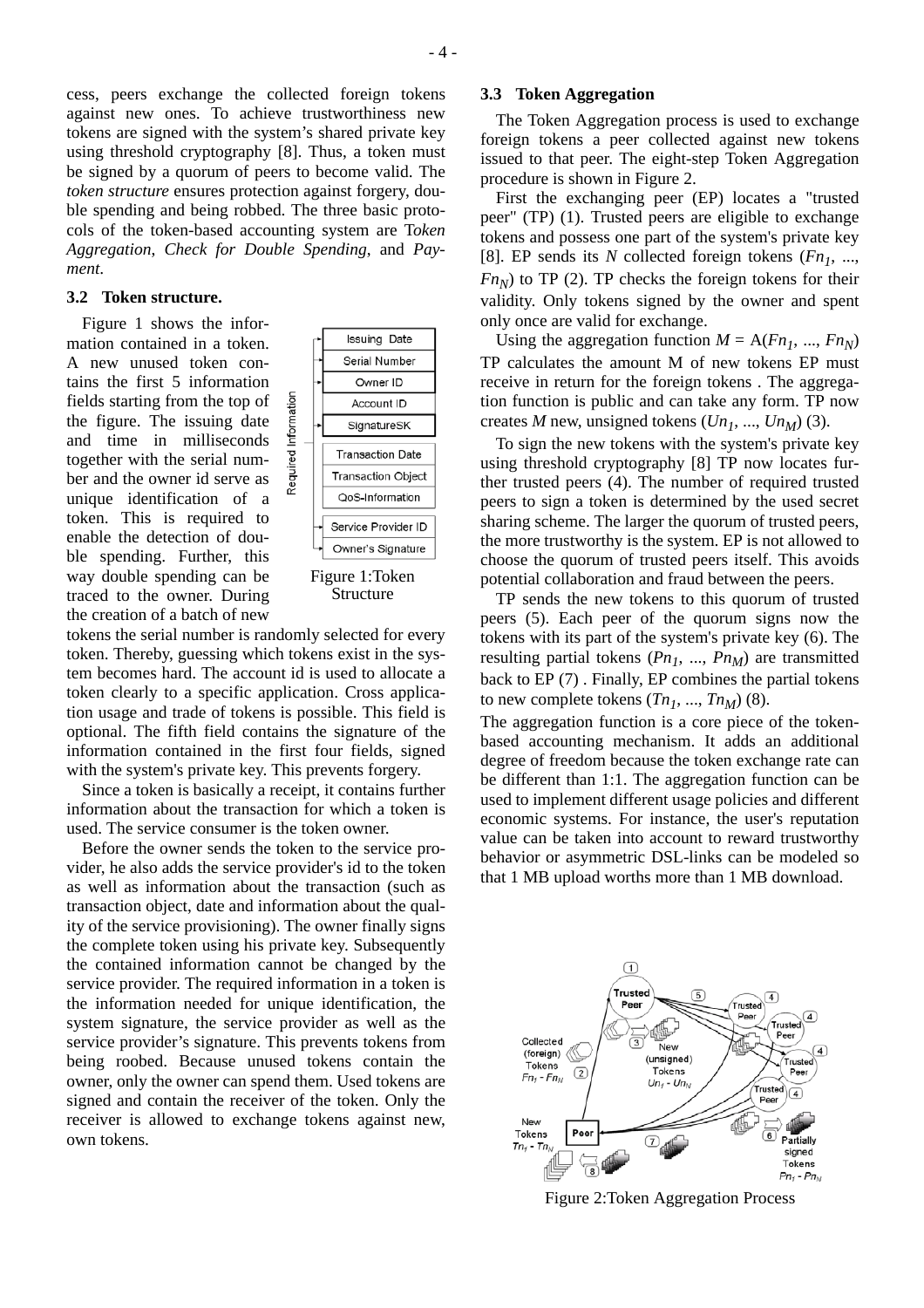cess, peers exchange the collected foreign tokens against new ones. To achieve trustworthiness new tokens are signed with the system's shared private key using threshold cryptography [8]. Thus, a token must be signed by a quorum of peers to become valid. The *token structure* ensures protection against forgery, double spending and being robbed. The three basic protocols of the token-based accounting system are *Token Aggregation*, *Check for Double Spending*, and *Payment*.

### 3.2 Token structure.

Figure 1 shows the information contained in a token. A new unused token contains the first 5 information fields starting from the top of the figure. The issuing date and time in milliseconds together with the serial number and the owner id serve as unique identification of a token. This is required to enable the detection of double spending. Further, this way double spending can be traced to the owner. During the creation of a batch of new tokens the serial number is randomly selected for every token. Thereby, guessing which tokens exist in the system becomes hard. The account id is used to allocate a token clearly to a specific application. Cross application usage and trade of tokens is possible. This field is optional. The fifth field contains the signature of the information contained in the first four fields, signed with the system's private key. This prevents forgery.

Required Information
Issuing Date
Serial Number
Owner ID
Account ID
SignatureSK
Transaction Date
Transaction Object
QoS-Information
Service Provider ID
Owner's Signature

Figure 1:Token Structure

Since a token is basically a receipt, it contains further information about the transaction for which a token is used. The service consumer is the token owner.

Before the owner sends the token to the service provider, he also adds the service provider's id to the token as well as information about the transaction (such as transaction object, date and information about the quality of the service provisioning). The owner finally signs the complete token using his private key. Subsequently the contained information cannot be changed by the service provider. The required information in a token is the information needed for unique identification, the system signature, the service provider as well as the service provider's signature. This prevents tokens from being roobed. Because unused tokens contain the owner, only the owner can spend them. Used tokens are signed and contain the receiver of the token. Only the receiver is allowed to exchange tokens against new, own tokens.

### 3.3 Token Aggregation

The Token Aggregation process is used to exchange foreign tokens a peer collected against new tokens issued to that peer. The eight-step Token Aggregation procedure is shown in Figure 2.

First the exchanging peer (EP) locates a "trusted peer" (TP) (1). Trusted peers are eligible to exchange tokens and possess one part of the system's private key [8]. EP sends its *N* collected foreign tokens ($Fn_1$, ..., $Fn_N$) to TP (2). TP checks the foreign tokens for their validity. Only tokens signed by the owner and spent only once are valid for exchange.

Using the aggregation function $M = A(Fn_1, ..., Fn_N)$ TP calculates the amount M of new tokens EP must receive in return for the foreign tokens . The aggregation function is public and can take any form. TP now creates *M* new, unsigned tokens ($Un_1$, ..., $Un_M$) (3).

To sign the new tokens with the system's private key using threshold cryptography [8] TP now locates further trusted peers (4). The number of required trusted peers to sign a token is determined by the used secret sharing scheme. The larger the quorum of trusted peers, the more trustworthy is the system. EP is not allowed to choose the quorum of trusted peers itself. This avoids potential collaboration and fraud between the peers.

TP sends the new tokens to this quorum of trusted peers (5). Each peer of the quorum signs now the tokens with its part of the system's private key (6). The resulting partial tokens ($Pn_1$, ..., $Pn_M$) are transmitted back to EP (7) . Finally, EP combines the partial tokens to new complete tokens ($Tn_1$, ..., $Tn_M$) (8).

The aggregation function is a core piece of the token-based accounting mechanism. It adds an additional degree of freedom because the token exchange rate can be different than 1:1. The aggregation function can be used to implement different usage policies and different economic systems. For instance, the user's reputation value can be taken into account to reward trustworthy behavior or asymmetric DSL-links can be modeled so that 1 MB upload worths more than 1 MB download.

1
Trusted Peer
5
Trusted Peer 4
Trusted Peer 4
Trusted Peer 4
Trusted Peer 4
Collected (foreign) Tokens $Fn_1$ - $Fn_N$
2
3
New (unsigned) Tokens $Un_1$ - $Un_N$
New Tokens $Tn_1$ - $Tn_N$
Peer
7
6
Partially signed Tokens $Pn_1$ - $Pn_N$
8

Figure 2:Token Aggregation Process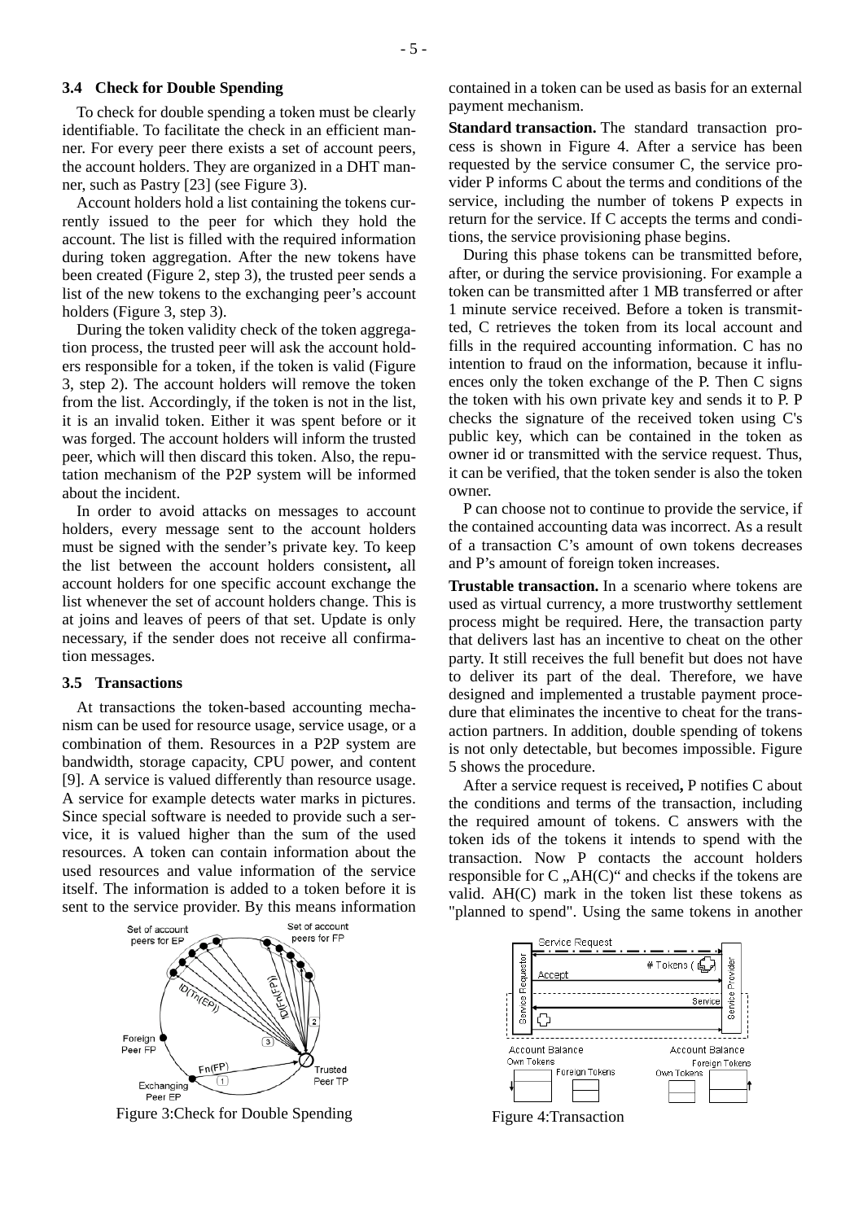### 3.4 Check for Double Spending

To check for double spending a token must be clearly identifiable. To facilitate the check in an efficient manner. For every peer there exists a set of account peers, the account holders. They are organized in a DHT manner, such as Pastry [23] (see Figure 3).

Account holders hold a list containing the tokens currently issued to the peer for which they hold the account. The list is filled with the required information during token aggregation. After the new tokens have been created (Figure 2, step 3), the trusted peer sends a list of the new tokens to the exchanging peer's account holders (Figure 3, step 3).

During the token validity check of the token aggregation process, the trusted peer will ask the account holders responsible for a token, if the token is valid (Figure 3, step 2). The account holders will remove the token from the list. Accordingly, if the token is not in the list, it is an invalid token. Either it was spent before or it was forged. The account holders will inform the trusted peer, which will then discard this token. Also, the reputation mechanism of the P2P system will be informed about the incident.

In order to avoid attacks on messages to account holders, every message sent to the account holders must be signed with the sender's private key. To keep the list between the account holders consistent**,** all account holders for one specific account exchange the list whenever the set of account holders change. This is at joins and leaves of peers of that set. Update is only necessary, if the sender does not receive all confirmation messages.

### 3.5 Transactions

At transactions the token-based accounting mechanism can be used for resource usage, service usage, or a combination of them. Resources in a P2P system are bandwidth, storage capacity, CPU power, and content [9]. A service is valued differently than resource usage. A service for example detects water marks in pictures. Since special software is needed to provide such a service, it is valued higher than the sum of the used resources. A token can contain information about the used resources and value information of the service itself. The information is added to a token before it is sent to the service provider. By this means information contained in a token can be used as basis for an external payment mechanism.

Set of account peers for EP
Set of account peers for FP
ID(Tn(EP))
ID(Fn(FP))
Foreign Peer FP
Fn(FP)
1
2
3
Exchanging Peer EP
Trusted Peer TP

Figure 3:Check for Double Spending

**Standard transaction.** The standard transaction process is shown in Figure 4. After a service has been requested by the service consumer C, the service provider P informs C about the terms and conditions of the service, including the number of tokens P expects in return for the service. If C accepts the terms and conditions, the service provisioning phase begins.

During this phase tokens can be transmitted before, after, or during the service provisioning. For example a token can be transmitted after 1 MB transferred or after 1 minute service received. Before a token is transmitted, C retrieves the token from its local account and fills in the required accounting information. C has no intention to fraud on the information, because it influences only the token exchange of the P. Then C signs the token with his own private key and sends it to P. P checks the signature of the received token using C's public key, which can be contained in the token as owner id or transmitted with the service request. Thus, it can be verified, that the token sender is also the token owner.

P can choose not to continue to provide the service, if the contained accounting data was incorrect. As a result of a transaction C's amount of own tokens decreases and P's amount of foreign token increases.

**Trustable transaction.** In a scenario where tokens are used as virtual currency, a more trustworthy settlement process might be required. Here, the transaction party that delivers last has an incentive to cheat on the other party. It still receives the full benefit but does not have to deliver its part of the deal. Therefore, we have designed and implemented a trustable payment procedure that eliminates the incentive to cheat for the transaction partners. In addition, double spending of tokens is not only detectable, but becomes impossible. Figure 5 shows the procedure.

After a service request is received**,** P notifies C about the conditions and terms of the transaction, including the required amount of tokens. C answers with the token ids of the tokens it intends to spend with the transaction. Now P contacts the account holders responsible for C „AH(C)“ and checks if the tokens are valid. AH(C) mark in the token list these tokens as "planned to spend". Using the same tokens in another

Service Request
Service Requestor
Service Provider
# Tokens
Accept
Service
Account Balance
Own Tokens
Foreign Tokens
Account Balance
Foreign Tokens
Own Tokens

Figure 4:Transaction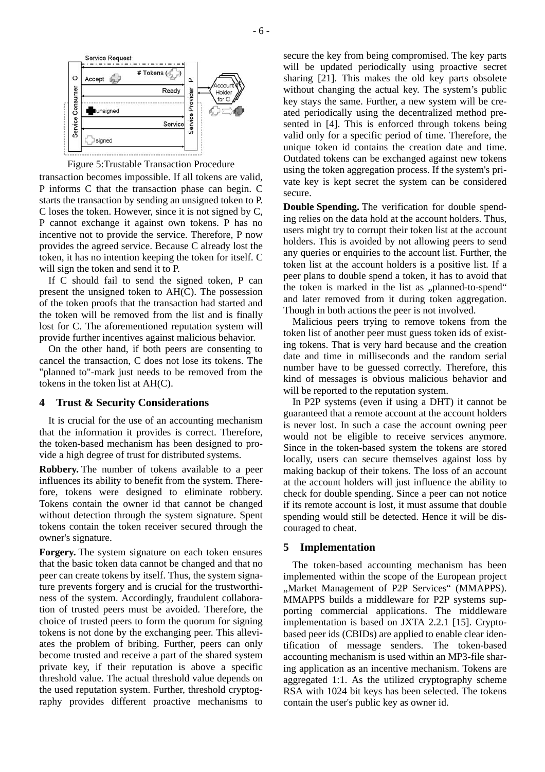Service Request

# Tokens

Accept

Ready

unsigned

Service

signed

Service Consumer C

Service Provider P

Account Holder for C

Figure 5:Trustable Transaction Procedure

transaction becomes impossible. If all tokens are valid, P informs C that the transaction phase can begin. C starts the transaction by sending an unsigned token to P. C loses the token. However, since it is not signed by C, P cannot exchange it against own tokens. P has no incentive not to provide the service. Therefore, P now provides the agreed service. Because C already lost the token, it has no intention keeping the token for itself. C will sign the token and send it to P.

If C should fail to send the signed token, P can present the unsigned token to AH(C). The possession of the token proofs that the transaction had started and the token will be removed from the list and is finally lost for C. The aforementioned reputation system will provide further incentives against malicious behavior.

On the other hand, if both peers are consenting to cancel the transaction, C does not lose its tokens. The "planned to"-mark just needs to be removed from the tokens in the token list at AH(C).

## 4 Trust & Security Considerations

It is crucial for the use of an accounting mechanism that the information it provides is correct. Therefore, the token-based mechanism has been designed to provide a high degree of trust for distributed systems.

**Robbery.** The number of tokens available to a peer influences its ability to benefit from the system. Therefore, tokens were designed to eliminate robbery. Tokens contain the owner id that cannot be changed without detection through the system signature. Spent tokens contain the token receiver secured through the owner's signature.

**Forgery.** The system signature on each token ensures that the basic token data cannot be changed and that no peer can create tokens by itself. Thus, the system signature prevents forgery and is crucial for the trustworthiness of the system. Accordingly, fraudulent collaboration of trusted peers must be avoided. Therefore, the choice of trusted peers to form the quorum for signing tokens is not done by the exchanging peer. This alleviates the problem of bribing. Further, peers can only become trusted and receive a part of the shared system private key, if their reputation is above a specific threshold value. The actual threshold value depends on the used reputation system. Further, threshold cryptography provides different proactive mechanisms to secure the key from being compromised. The key parts will be updated periodically using proactive secret sharing [21]. This makes the old key parts obsolete without changing the actual key. The system's public key stays the same. Further, a new system will be created periodically using the decentralized method presented in [4]. This is enforced through tokens being valid only for a specific period of time. Therefore, the unique token id contains the creation date and time. Outdated tokens can be exchanged against new tokens using the token aggregation process. If the system's private key is kept secret the system can be considered secure.

**Double Spending.** The verification for double spending relies on the data hold at the account holders. Thus, users might try to corrupt their token list at the account holders. This is avoided by not allowing peers to send any queries or enquiries to the account list. Further, the token list at the account holders is a positive list. If a peer plans to double spend a token, it has to avoid that the token is marked in the list as „planned-to-spend“ and later removed from it during token aggregation. Though in both actions the peer is not involved.

Malicious peers trying to remove tokens from the token list of another peer must guess token ids of existing tokens. That is very hard because and the creation date and time in milliseconds and the random serial number have to be guessed correctly. Therefore, this kind of messages is obvious malicious behavior and will be reported to the reputation system.

In P2P systems (even if using a DHT) it cannot be guaranteed that a remote account at the account holders is never lost. In such a case the account owning peer would not be eligible to receive services anymore. Since in the token-based system the tokens are stored locally, users can secure themselves against loss by making backup of their tokens. The loss of an account at the account holders will just influence the ability to check for double spending. Since a peer can not notice if its remote account is lost, it must assume that double spending would still be detected. Hence it will be discouraged to cheat.

## 5 Implementation

The token-based accounting mechanism has been implemented within the scope of the European project „Market Management of P2P Services“ (MMAPPS). MMAPPS builds a middleware for P2P systems supporting commercial applications. The middleware implementation is based on JXTA 2.2.1 [15]. Crypto-based peer ids (CBIDs) are applied to enable clear identification of message senders. The token-based accounting mechanism is used within an MP3-file sharing application as an incentive mechanism. Tokens are aggregated 1:1. As the utilized cryptography scheme RSA with 1024 bit keys has been selected. The tokens contain the user's public key as owner id.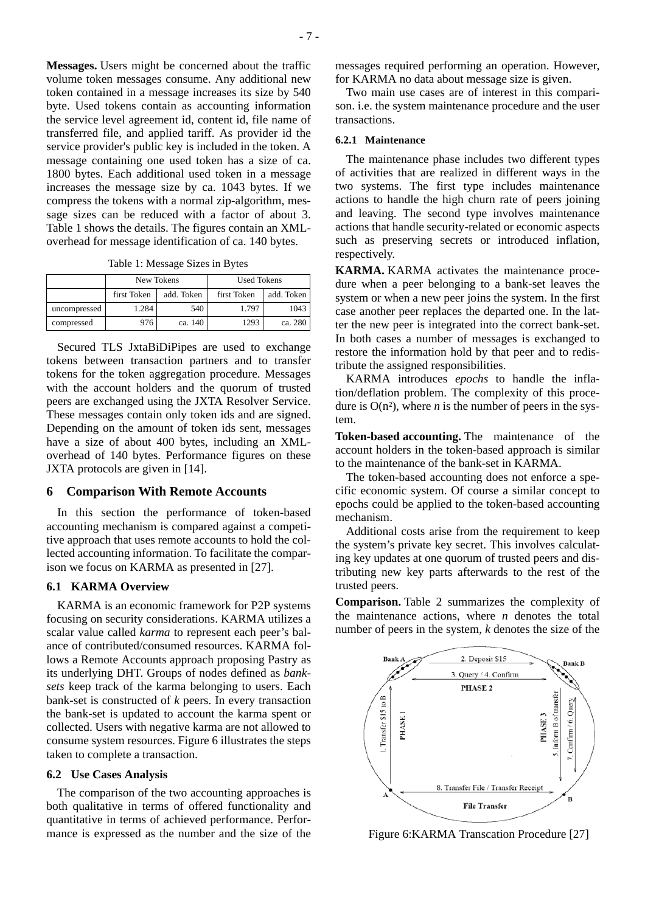**Messages.** Users might be concerned about the traffic volume token messages consume. Any additional new token contained in a message increases its size by 540 byte. Used tokens contain as accounting information the service level agreement id, content id, file name of transferred file, and applied tariff. As provider id the service provider's public key is included in the token. A message containing one used token has a size of ca. 1800 bytes. Each additional used token in a message increases the message size by ca. 1043 bytes. If we compress the tokens with a normal zip-algorithm, message sizes can be reduced with a factor of about 3. Table 1 shows the details. The figures contain an XML-overhead for message identification of ca. 140 bytes.

Table 1: Message Sizes in Bytes

| | New Tokens | | Used Tokens | |
|---|---|---|---|---|
| | first Token | add. Token | first Token | add. Token |
| uncompressed | 1.284 | 540 | 1.797 | 1043 |
| compressed | 976 | ca. 140 | 1293 | ca. 280 |

Secured TLS JxtaBiDiPipes are used to exchange tokens between transaction partners and to transfer tokens for the token aggregation procedure. Messages with the account holders and the quorum of trusted peers are exchanged using the JXTA Resolver Service. These messages contain only token ids and are signed. Depending on the amount of token ids sent, messages have a size of about 400 bytes, including an XML-overhead of 140 bytes. Performance figures on these JXTA protocols are given in [14].

## 6 Comparison With Remote Accounts

In this section the performance of token-based accounting mechanism is compared against a competitive approach that uses remote accounts to hold the collected accounting information. To facilitate the comparison we focus on KARMA as presented in [27].

### 6.1 KARMA Overview

KARMA is an economic framework for P2P systems focusing on security considerations. KARMA utilizes a scalar value called *karma* to represent each peer's balance of contributed/consumed resources. KARMA follows a Remote Accounts approach proposing Pastry as its underlying DHT. Groups of nodes defined as *bank-sets* keep track of the karma belonging to users. Each bank-set is constructed of $k$ peers. In every transaction the bank-set is updated to account the karma spent or collected. Users with negative karma are not allowed to consume system resources. Figure 6 illustrates the steps taken to complete a transaction.

### 6.2 Use Cases Analysis

The comparison of the two accounting approaches is both qualitative in terms of offered functionality and quantitative in terms of achieved performance. Performance is expressed as the number and the size of the messages required performing an operation. However, for KARMA no data about message size is given.

Two main use cases are of interest in this comparison. i.e. the system maintenance procedure and the user transactions.

#### 6.2.1 Maintenance

The maintenance phase includes two different types of activities that are realized in different ways in the two systems. The first type includes maintenance actions to handle the high churn rate of peers joining and leaving. The second type involves maintenance actions that handle security-related or economic aspects such as preserving secrets or introduced inflation, respectively.

**KARMA.** KARMA activates the maintenance procedure when a peer belonging to a bank-set leaves the system or when a new peer joins the system. In the first case another peer replaces the departed one. In the latter the new peer is integrated into the correct bank-set. In both cases a number of messages is exchanged to restore the information hold by that peer and to redistribute the assigned responsibilities.

KARMA introduces *epochs* to handle the inflation/deflation problem. The complexity of this procedure is $O(n^2)$, where $n$ is the number of peers in the system.

**Token-based accounting.** The maintenance of the account holders in the token-based approach is similar to the maintenance of the bank-set in KARMA.

The token-based accounting does not enforce a specific economic system. Of course a similar concept to epochs could be applied to the token-based accounting mechanism.

Additional costs arise from the requirement to keep the system's private key secret. This involves calculating key updates at one quorum of trusted peers and distributing new key parts afterwards to the rest of the trusted peers.

**Comparison.** Table 2 summarizes the complexity of the maintenance actions, where $n$ denotes the total number of peers in the system, $k$ denotes the size of the

Bank A
2. Deposit $15
Bank B
3. Query / 4. Confirm
PHASE 2
1. Transfer $15 to B
PHASE 1
PHASE 3
5. Inform B of transfer
7. Confirm / 6. Query
8. Transfer File / Transfer Receipt
A
B
File Transfer

Figure 6:KARMA Transcation Procedure [27]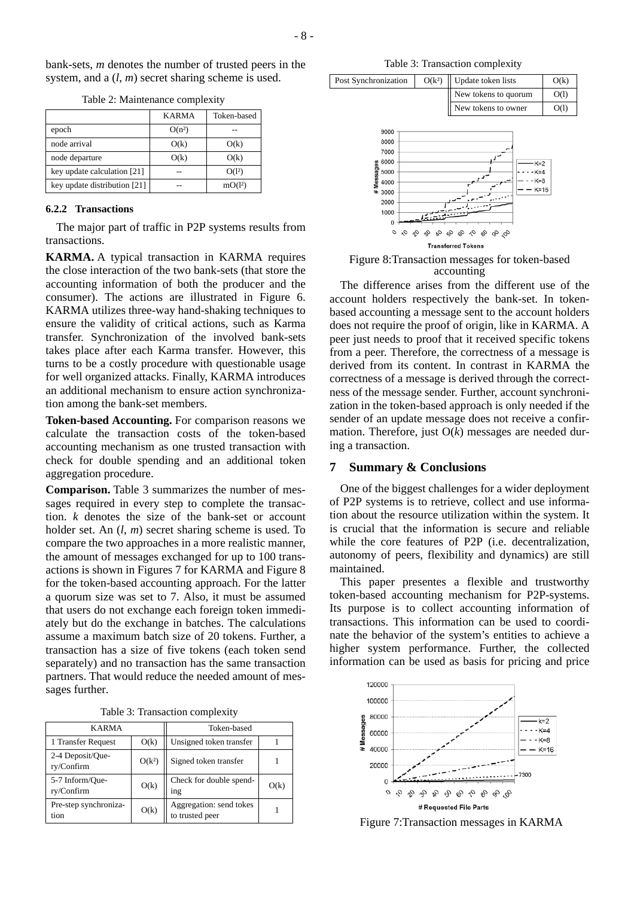bank-sets, *m* denotes the number of trusted peers in the system, and a (*l*, *m*) secret sharing scheme is used.

Table 2: Maintenance complexity

| | KARMA | Token-based |
|---|---|---|
| epoch | $O(n^2)$ | -- |
| node arrival | O(k) | O(k) |
| node departure | O(k) | O(k) |
| key update calculation [21] | -- | $O(l^2)$ |
| key update distribution [21] | -- | $mO(l^2)$ |

#### 6.2.2 Transactions

The major part of traffic in P2P systems results from transactions.

**KARMA.** A typical transaction in KARMA requires the close interaction of the two bank-sets (that store the accounting information of both the producer and the consumer). The actions are illustrated in Figure 6. KARMA utilizes three-way hand-shaking techniques to ensure the validity of critical actions, such as Karma transfer. Synchronization of the involved bank-sets takes place after each Karma transfer. However, this turns to be a costly procedure with questionable usage for well organized attacks. Finally, KARMA introduces an additional mechanism to ensure action synchronization among the bank-set members.

**Token-based Accounting.** For comparison reasons we calculate the transaction costs of the token-based accounting mechanism as one trusted transaction with check for double spending and an additional token aggregation procedure.

**Comparison.** Table 3 summarizes the number of messages required in every step to complete the transaction. *k* denotes the size of the bank-set or account holder set. An (*l*, *m*) secret sharing scheme is used. To compare the two approaches in a more realistic manner, the amount of messages exchanged for up to 100 transactions is shown in Figures 7 for KARMA and Figure 8 for the token-based accounting approach. For the latter a quorum size was set to 7. Also, it must be assumed that users do not exchange each foreign token immediately but do the exchange in batches. The calculations assume a maximum batch size of 20 tokens. Further, a transaction has a size of five tokens (each token send separately) and no transaction has the same transaction partners. That would reduce the needed amount of messages further.

Table 3: Transaction complexity

| KARMA | | Token-based | |
|---|---|---|---|
| 1 Transfer Request | O(k) | Unsigned token transfer | 1 |
| 2-4 Deposit/Query/Confirm | $O(k^2)$ | Signed token transfer | 1 |
| 5-7 Inform/Query/Confirm | O(k) | Check for double spending | O(k) |
| Pre-step synchronization | O(k) | Aggregation: send tokes to trusted peer | 1 |
| Post Synchronization | $O(k^2)$ | Update token lists | O(k) |
| | | New tokens to quorum | O(l) |
| | | New tokens to owner | O(l) |

9000
8000
7000
6000
5000
4000
3000
2000
1000
0
# Messages
0 10 20 30 40 50 60 70 80 90 100
Transferred Tokens
K=2
K=4
K=8
K=16

Figure 8:Transaction messages for token-based accounting

The difference arises from the different use of the account holders respectively the bank-set. In token-based accounting a message sent to the account holders does not require the proof of origin, like in KARMA. A peer just needs to proof that it received specific tokens from a peer. Therefore, the correctness of a message is derived from its content. In contrast in KARMA the correctness of a message is derived through the correctness of the message sender. Further, account synchronization in the token-based approach is only needed if the sender of an update message does not receive a confirmation. Therefore, just O(*k*) messages are needed during a transaction.

## 7 Summary & Conclusions

One of the biggest challenges for a wider deployment of P2P systems is to retrieve, collect and use information about the resource utilization within the system. It is crucial that the information is secure and reliable while the core features of P2P (i.e. decentralization, autonomy of peers, flexibility and dynamics) are still maintained.

This paper presentes a flexible and trustworthy token-based accounting mechanism for P2P-systems. Its purpose is to collect accounting information of transactions. This information can be used to coordinate the behavior of the system's entities to achieve a higher system performance. Further, the collected information can be used as basis for pricing and price

120000
100000
80000
60000
40000
20000
0
# Messages
0 10 20 30 40 50 60 70 80 90 100
# Requested File Parts
k=2
K=4
K=8
K=16
7300

Figure 7:Transaction messages in KARMA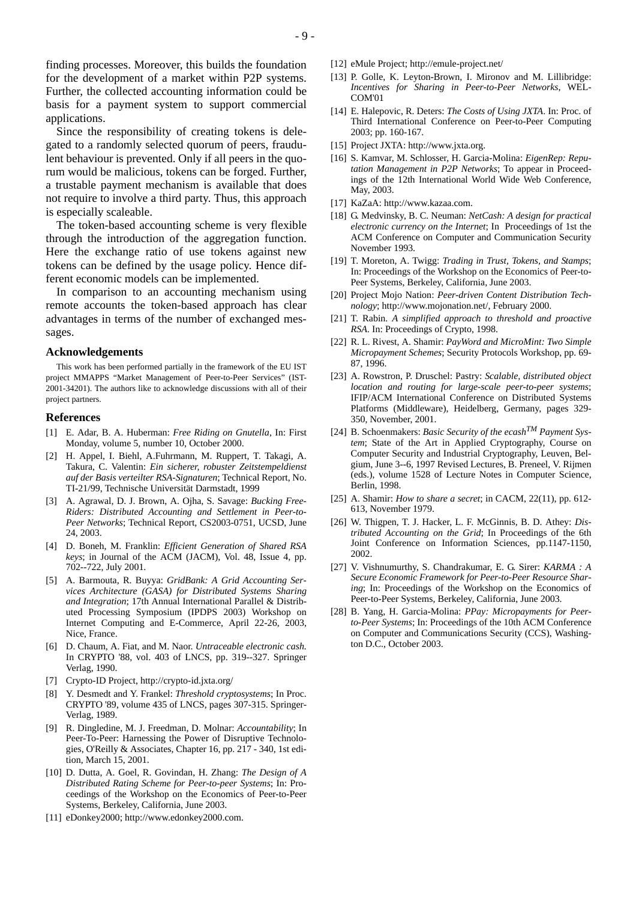finding processes. Moreover, this builds the foundation for the development of a market within P2P systems. Further, the collected accounting information could be basis for a payment system to support commercial applications.

Since the responsibility of creating tokens is delegated to a randomly selected quorum of peers, fraudulent behaviour is prevented. Only if all peers in the quorum would be malicious, tokens can be forged. Further, a trustable payment mechanism is available that does not require to involve a third party. Thus, this approach is especially scaleable.

The token-based accounting scheme is very flexible through the introduction of the aggregation function. Here the exchange ratio of use tokens against new tokens can be defined by the usage policy. Hence different economic models can be implemented.

In comparison to an accounting mechanism using remote accounts the token-based approach has clear advantages in terms of the number of exchanged messages.

### Acknowledgements

This work has been performed partially in the framework of the EU IST project MMAPPS "Market Management of Peer-to-Peer Services" (IST-2001-34201). The authors like to acknowledge discussions with all of their project partners.

### References

[1] E. Adar, B. A. Huberman: *Free Riding on Gnutella*, In: First Monday, volume 5, number 10, October 2000.

[2] H. Appel, I. Biehl, A.Fuhrmann, M. Ruppert, T. Takagi, A. Takura, C. Valentin: *Ein sicherer, robuster Zeitstempeldienst auf der Basis verteilter RSA-Signaturen*; Technical Report, No. TI-21/99, Technische Universität Darmstadt, 1999

[3] A. Agrawal, D. J. Brown, A. Ojha, S. Savage: *Bucking Free-Riders: Distributed Accounting and Settlement in Peer-to-Peer Networks*; Technical Report, CS2003-0751, UCSD, June 24, 2003.

[4] D. Boneh, M. Franklin: *Efficient Generation of Shared RSA keys*; in Journal of the ACM (JACM), Vol. 48, Issue 4, pp. 702--722, July 2001.

[5] A. Barmouta, R. Buyya: *GridBank: A Grid Accounting Services Architecture (GASA) for Distributed Systems Sharing and Integration*; 17th Annual International Parallel & Distributed Processing Symposium (IPDPS 2003) Workshop on Internet Computing and E-Commerce, April 22-26, 2003, Nice, France.

[6] D. Chaum, A. Fiat, and M. Naor. *Untraceable electronic cash.* In CRYPTO '88, vol. 403 of LNCS, pp. 319--327. Springer Verlag, 1990.

[7] Crypto-ID Project, http://crypto-id.jxta.org/

[8] Y. Desmedt and Y. Frankel: *Threshold cryptosystems*; In Proc. CRYPTO '89, volume 435 of LNCS, pages 307-315. Springer-Verlag, 1989.

[9] R. Dingledine, M. J. Freedman, D. Molnar: *Accountability*; In Peer-To-Peer: Harnessing the Power of Disruptive Technologies, O'Reilly & Associates, Chapter 16, pp. 217 - 340, 1st edition, March 15, 2001.

[10] D. Dutta, A. Goel, R. Govindan, H. Zhang: *The Design of A Distributed Rating Scheme for Peer-to-peer Systems*; In: Proceedings of the Workshop on the Economics of Peer-to-Peer Systems, Berkeley, California, June 2003.

[11] eDonkey2000; http://www.edonkey2000.com.

[12] eMule Project; http://emule-project.net/

[13] P. Golle, K. Leyton-Brown, I. Mironov and M. Lillibridge: *Incentives for Sharing in Peer-to-Peer Networks*, WELCOM'01

[14] E. Halepovic, R. Deters: *The Costs of Using JXTA*. In: Proc. of Third International Conference on Peer-to-Peer Computing 2003; pp. 160-167.

[15] Project JXTA: http://www.jxta.org.

[16] S. Kamvar, M. Schlosser, H. Garcia-Molina: *EigenRep: Reputation Management in P2P Networks*; To appear in Proceedings of the 12th International World Wide Web Conference, May, 2003.

[17] KaZaA: http://www.kazaa.com.

[18] G. Medvinsky, B. C. Neuman: *NetCash: A design for practical electronic currency on the Internet*; In Proceedings of 1st the ACM Conference on Computer and Communication Security November 1993.

[19] T. Moreton, A. Twigg: *Trading in Trust, Tokens, and Stamps*; In: Proceedings of the Workshop on the Economics of Peer-to-Peer Systems, Berkeley, California, June 2003.

[20] Project Mojo Nation: *Peer-driven Content Distribution Technology*; http://www.mojonation.net/, February 2000.

[21] T. Rabin. *A simplified approach to threshold and proactive RSA*. In: Proceedings of Crypto, 1998.

[22] R. L. Rivest, A. Shamir: *PayWord and MicroMint: Two Simple Micropayment Schemes*; Security Protocols Workshop, pp. 69-87, 1996.

[23] A. Rowstron, P. Druschel: Pastry: *Scalable, distributed object location and routing for large-scale peer-to-peer systems*; IFIP/ACM International Conference on Distributed Systems Platforms (Middleware), Heidelberg, Germany, pages 329-350, November, 2001.

[24] B. Schoenmakers: *Basic Security of the ecash™ Payment System*; State of the Art in Applied Cryptography, Course on Computer Security and Industrial Cryptography, Leuven, Belgium, June 3--6, 1997 Revised Lectures, B. Preneel, V. Rijmen (eds.), volume 1528 of Lecture Notes in Computer Science, Berlin, 1998.

[25] A. Shamir: *How to share a secret*; in CACM, 22(11), pp. 612-613, November 1979.

[26] W. Thigpen, T. J. Hacker, L. F. McGinnis, B. D. Athey: *Distributed Accounting on the Grid*; In Proceedings of the 6th Joint Conference on Information Sciences, pp.1147-1150, 2002.

[27] V. Vishnumurthy, S. Chandrakumar, E. G. Sirer: *KARMA : A Secure Economic Framework for Peer-to-Peer Resource Sharing*; In: Proceedings of the Workshop on the Economics of Peer-to-Peer Systems, Berkeley, California, June 2003.

[28] B. Yang, H. Garcia-Molina: *PPay: Micropayments for Peer-to-Peer Systems*; In: Proceedings of the 10th ACM Conference on Computer and Communications Security (CCS), Washington D.C., October 2003.